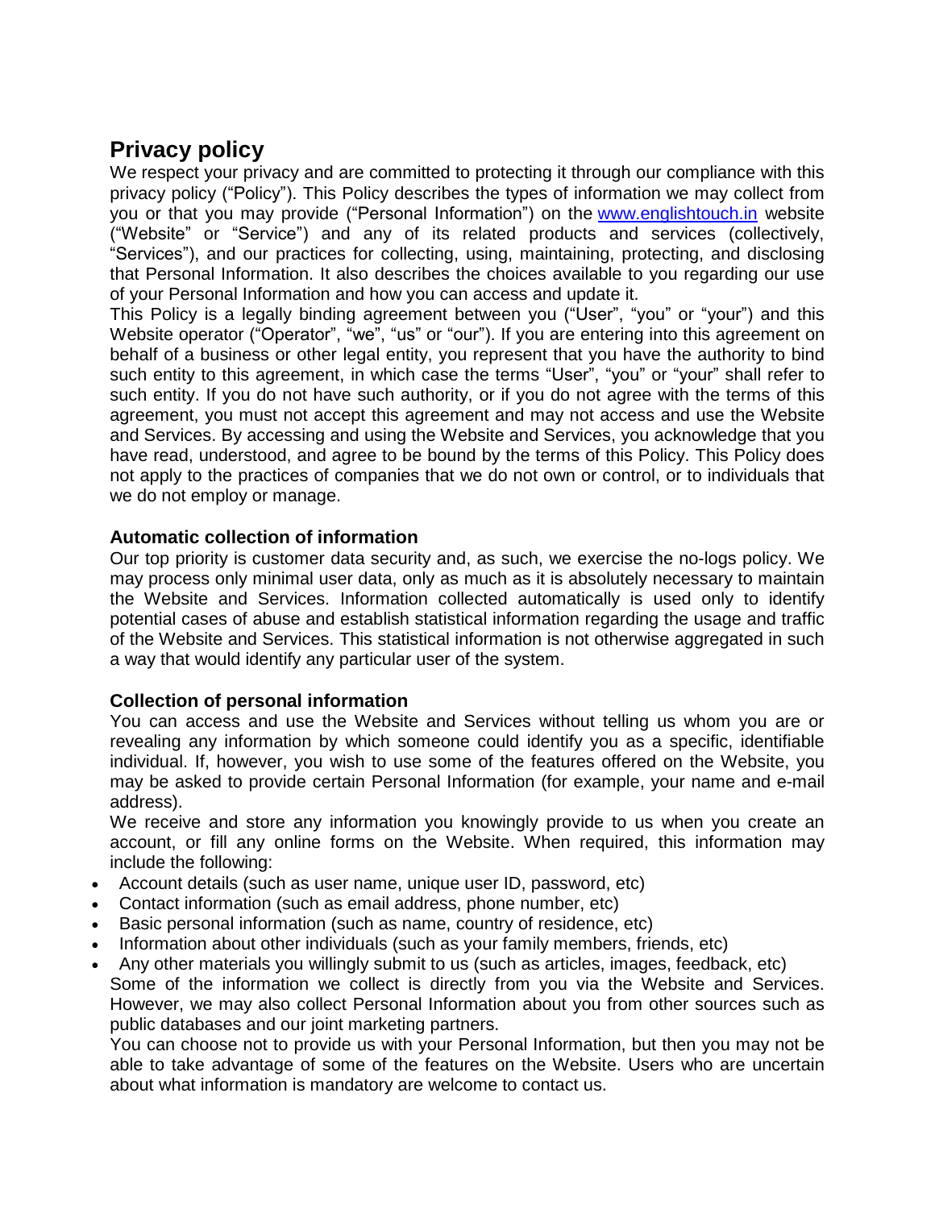# Privacy policy

We respect your privacy and are committed to protecting it through our compliance with this privacy policy ("Policy"). This Policy describes the types of information we may collect from you or that you may provide ("Personal Information") on the [www.englishtouch.in](http://www.englishtouch.in) website ("Website" or "Service") and any of its related products and services (collectively, "Services"), and our practices for collecting, using, maintaining, protecting, and disclosing that Personal Information. It also describes the choices available to you regarding our use of your Personal Information and how you can access and update it.

This Policy is a legally binding agreement between you ("User", "you" or "your") and this Website operator ("Operator", "we", "us" or "our"). If you are entering into this agreement on behalf of a business or other legal entity, you represent that you have the authority to bind such entity to this agreement, in which case the terms "User", "you" or "your" shall refer to such entity. If you do not have such authority, or if you do not agree with the terms of this agreement, you must not accept this agreement and may not access and use the Website and Services. By accessing and using the Website and Services, you acknowledge that you have read, understood, and agree to be bound by the terms of this Policy. This Policy does not apply to the practices of companies that we do not own or control, or to individuals that we do not employ or manage.

### Automatic collection of information

Our top priority is customer data security and, as such, we exercise the no-logs policy. We may process only minimal user data, only as much as it is absolutely necessary to maintain the Website and Services. Information collected automatically is used only to identify potential cases of abuse and establish statistical information regarding the usage and traffic of the Website and Services. This statistical information is not otherwise aggregated in such a way that would identify any particular user of the system.

### Collection of personal information

You can access and use the Website and Services without telling us whom you are or revealing any information by which someone could identify you as a specific, identifiable individual. If, however, you wish to use some of the features offered on the Website, you may be asked to provide certain Personal Information (for example, your name and e-mail address).

We receive and store any information you knowingly provide to us when you create an account, or fill any online forms on the Website. When required, this information may include the following:

- Account details (such as user name, unique user ID, password, etc)
- Contact information (such as email address, phone number, etc)
- Basic personal information (such as name, country of residence, etc)
- Information about other individuals (such as your family members, friends, etc)
- Any other materials you willingly submit to us (such as articles, images, feedback, etc)

Some of the information we collect is directly from you via the Website and Services. However, we may also collect Personal Information about you from other sources such as public databases and our joint marketing partners.

You can choose not to provide us with your Personal Information, but then you may not be able to take advantage of some of the features on the Website. Users who are uncertain about what information is mandatory are welcome to contact us.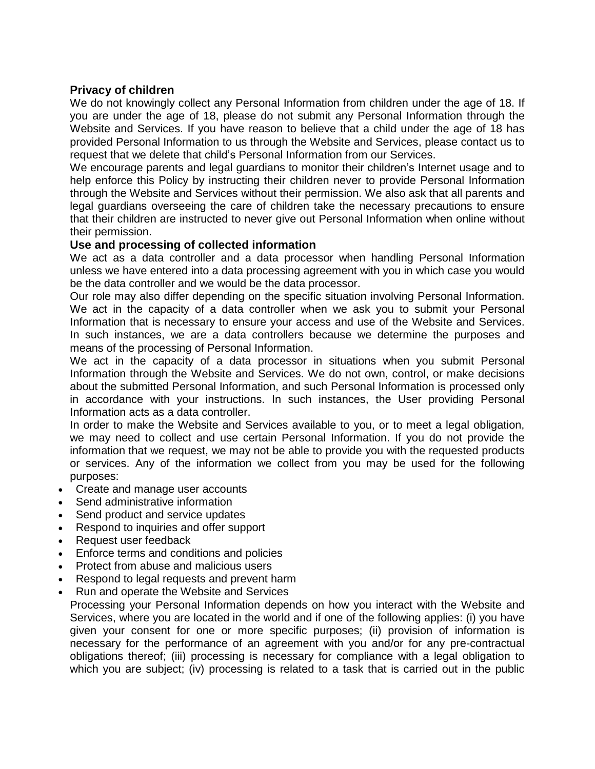## Privacy of children

We do not knowingly collect any Personal Information from children under the age of 18. If you are under the age of 18, please do not submit any Personal Information through the Website and Services. If you have reason to believe that a child under the age of 18 has provided Personal Information to us through the Website and Services, please contact us to request that we delete that child's Personal Information from our Services.

We encourage parents and legal guardians to monitor their children's Internet usage and to help enforce this Policy by instructing their children never to provide Personal Information through the Website and Services without their permission. We also ask that all parents and legal guardians overseeing the care of children take the necessary precautions to ensure that their children are instructed to never give out Personal Information when online without their permission.

## Use and processing of collected information

We act as a data controller and a data processor when handling Personal Information unless we have entered into a data processing agreement with you in which case you would be the data controller and we would be the data processor.

Our role may also differ depending on the specific situation involving Personal Information. We act in the capacity of a data controller when we ask you to submit your Personal Information that is necessary to ensure your access and use of the Website and Services. In such instances, we are a data controllers because we determine the purposes and means of the processing of Personal Information.

We act in the capacity of a data processor in situations when you submit Personal Information through the Website and Services. We do not own, control, or make decisions about the submitted Personal Information, and such Personal Information is processed only in accordance with your instructions. In such instances, the User providing Personal Information acts as a data controller.

In order to make the Website and Services available to you, or to meet a legal obligation, we may need to collect and use certain Personal Information. If you do not provide the information that we request, we may not be able to provide you with the requested products or services. Any of the information we collect from you may be used for the following purposes:

- Create and manage user accounts
- Send administrative information
- Send product and service updates
- Respond to inquiries and offer support
- Request user feedback
- Enforce terms and conditions and policies
- Protect from abuse and malicious users
- Respond to legal requests and prevent harm
- Run and operate the Website and Services

Processing your Personal Information depends on how you interact with the Website and Services, where you are located in the world and if one of the following applies: (i) you have given your consent for one or more specific purposes; (ii) provision of information is necessary for the performance of an agreement with you and/or for any pre-contractual obligations thereof; (iii) processing is necessary for compliance with a legal obligation to which you are subject; (iv) processing is related to a task that is carried out in the public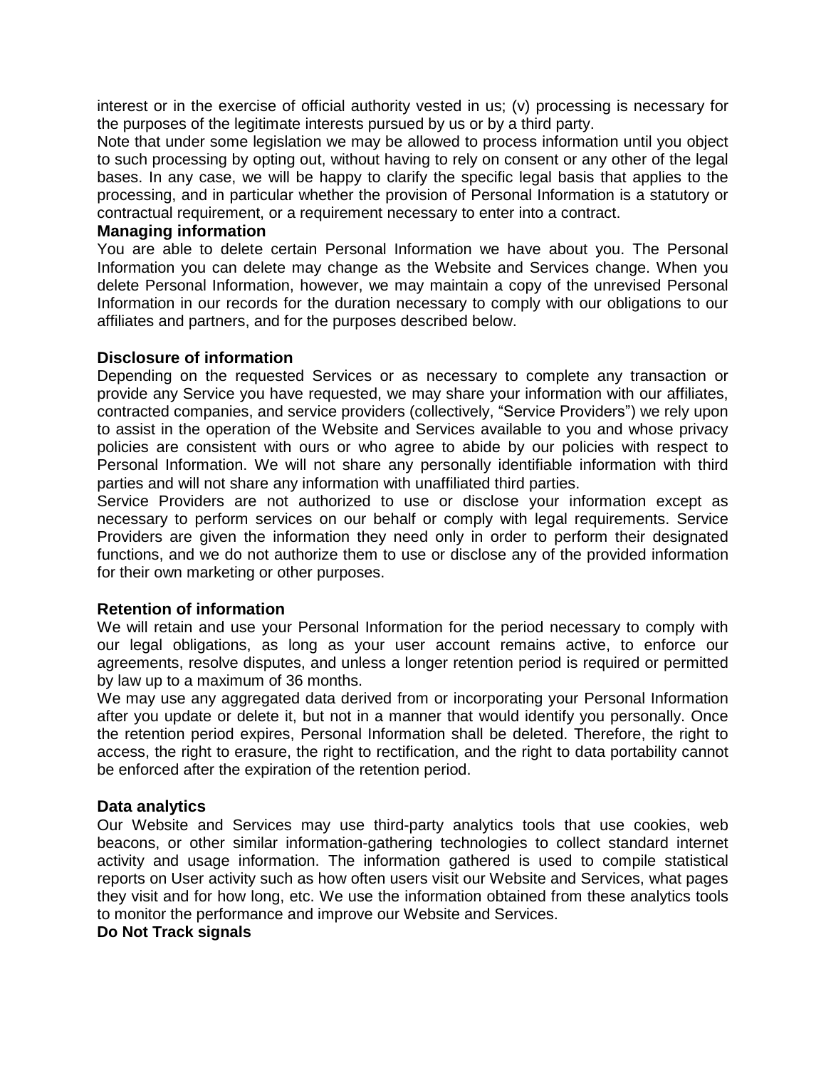interest or in the exercise of official authority vested in us; (v) processing is necessary for the purposes of the legitimate interests pursued by us or by a third party.

Note that under some legislation we may be allowed to process information until you object to such processing by opting out, without having to rely on consent or any other of the legal bases. In any case, we will be happy to clarify the specific legal basis that applies to the processing, and in particular whether the provision of Personal Information is a statutory or contractual requirement, or a requirement necessary to enter into a contract.

**Managing information**

You are able to delete certain Personal Information we have about you. The Personal Information you can delete may change as the Website and Services change. When you delete Personal Information, however, we may maintain a copy of the unrevised Personal Information in our records for the duration necessary to comply with our obligations to our affiliates and partners, and for the purposes described below.

**Disclosure of information**

Depending on the requested Services or as necessary to complete any transaction or provide any Service you have requested, we may share your information with our affiliates, contracted companies, and service providers (collectively, "Service Providers") we rely upon to assist in the operation of the Website and Services available to you and whose privacy policies are consistent with ours or who agree to abide by our policies with respect to Personal Information. We will not share any personally identifiable information with third parties and will not share any information with unaffiliated third parties.

Service Providers are not authorized to use or disclose your information except as necessary to perform services on our behalf or comply with legal requirements. Service Providers are given the information they need only in order to perform their designated functions, and we do not authorize them to use or disclose any of the provided information for their own marketing or other purposes.

**Retention of information**

We will retain and use your Personal Information for the period necessary to comply with our legal obligations, as long as your user account remains active, to enforce our agreements, resolve disputes, and unless a longer retention period is required or permitted by law up to a maximum of 36 months.

We may use any aggregated data derived from or incorporating your Personal Information after you update or delete it, but not in a manner that would identify you personally. Once the retention period expires, Personal Information shall be deleted. Therefore, the right to access, the right to erasure, the right to rectification, and the right to data portability cannot be enforced after the expiration of the retention period.

**Data analytics**

Our Website and Services may use third-party analytics tools that use cookies, web beacons, or other similar information-gathering technologies to collect standard internet activity and usage information. The information gathered is used to compile statistical reports on User activity such as how often users visit our Website and Services, what pages they visit and for how long, etc. We use the information obtained from these analytics tools to monitor the performance and improve our Website and Services.

**Do Not Track signals**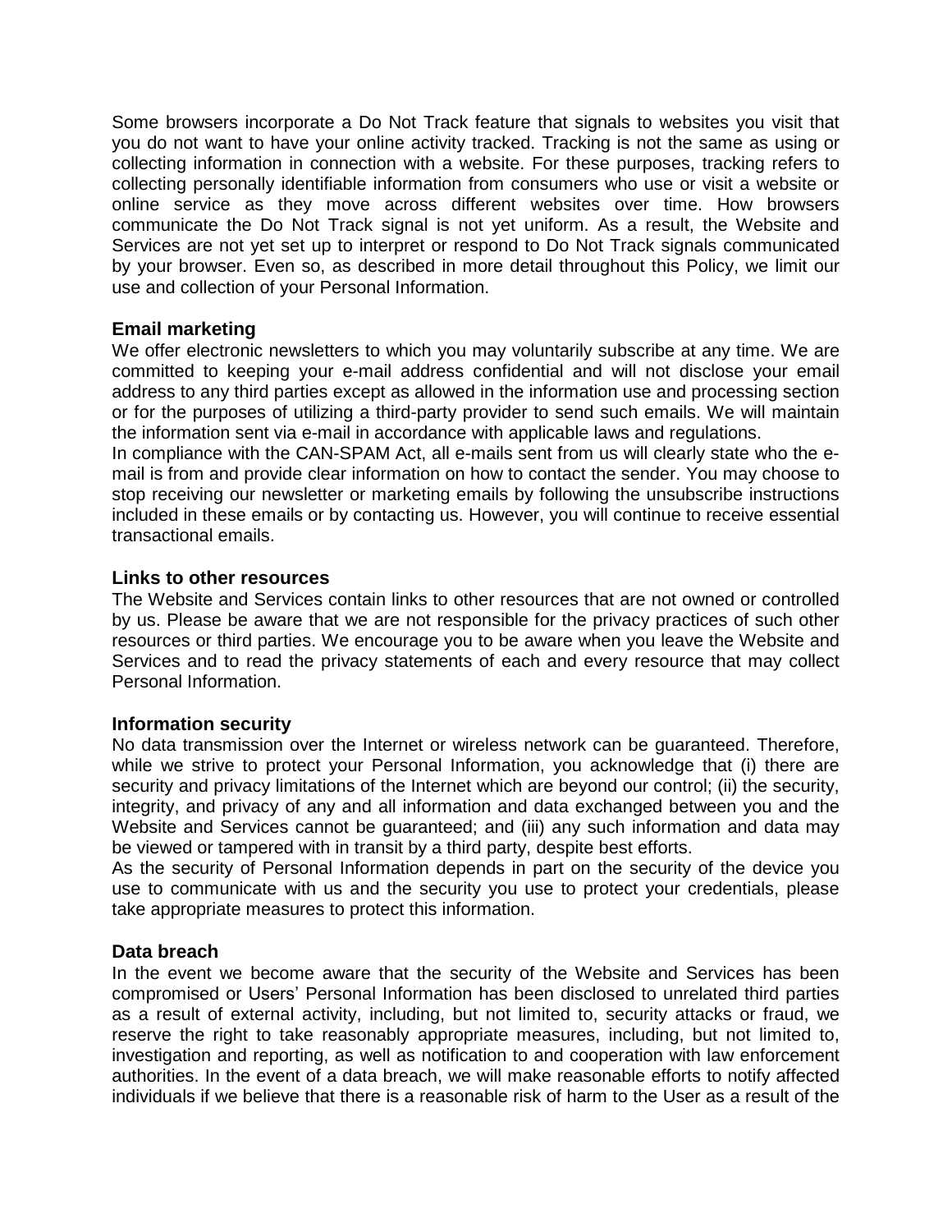Some browsers incorporate a Do Not Track feature that signals to websites you visit that you do not want to have your online activity tracked. Tracking is not the same as using or collecting information in connection with a website. For these purposes, tracking refers to collecting personally identifiable information from consumers who use or visit a website or online service as they move across different websites over time. How browsers communicate the Do Not Track signal is not yet uniform. As a result, the Website and Services are not yet set up to interpret or respond to Do Not Track signals communicated by your browser. Even so, as described in more detail throughout this Policy, we limit our use and collection of your Personal Information.

### Email marketing

We offer electronic newsletters to which you may voluntarily subscribe at any time. We are committed to keeping your e-mail address confidential and will not disclose your email address to any third parties except as allowed in the information use and processing section or for the purposes of utilizing a third-party provider to send such emails. We will maintain the information sent via e-mail in accordance with applicable laws and regulations.

In compliance with the CAN-SPAM Act, all e-mails sent from us will clearly state who the e-mail is from and provide clear information on how to contact the sender. You may choose to stop receiving our newsletter or marketing emails by following the unsubscribe instructions included in these emails or by contacting us. However, you will continue to receive essential transactional emails.

### Links to other resources

The Website and Services contain links to other resources that are not owned or controlled by us. Please be aware that we are not responsible for the privacy practices of such other resources or third parties. We encourage you to be aware when you leave the Website and Services and to read the privacy statements of each and every resource that may collect Personal Information.

### Information security

No data transmission over the Internet or wireless network can be guaranteed. Therefore, while we strive to protect your Personal Information, you acknowledge that (i) there are security and privacy limitations of the Internet which are beyond our control; (ii) the security, integrity, and privacy of any and all information and data exchanged between you and the Website and Services cannot be guaranteed; and (iii) any such information and data may be viewed or tampered with in transit by a third party, despite best efforts.

As the security of Personal Information depends in part on the security of the device you use to communicate with us and the security you use to protect your credentials, please take appropriate measures to protect this information.

### Data breach

In the event we become aware that the security of the Website and Services has been compromised or Users' Personal Information has been disclosed to unrelated third parties as a result of external activity, including, but not limited to, security attacks or fraud, we reserve the right to take reasonably appropriate measures, including, but not limited to, investigation and reporting, as well as notification to and cooperation with law enforcement authorities. In the event of a data breach, we will make reasonable efforts to notify affected individuals if we believe that there is a reasonable risk of harm to the User as a result of the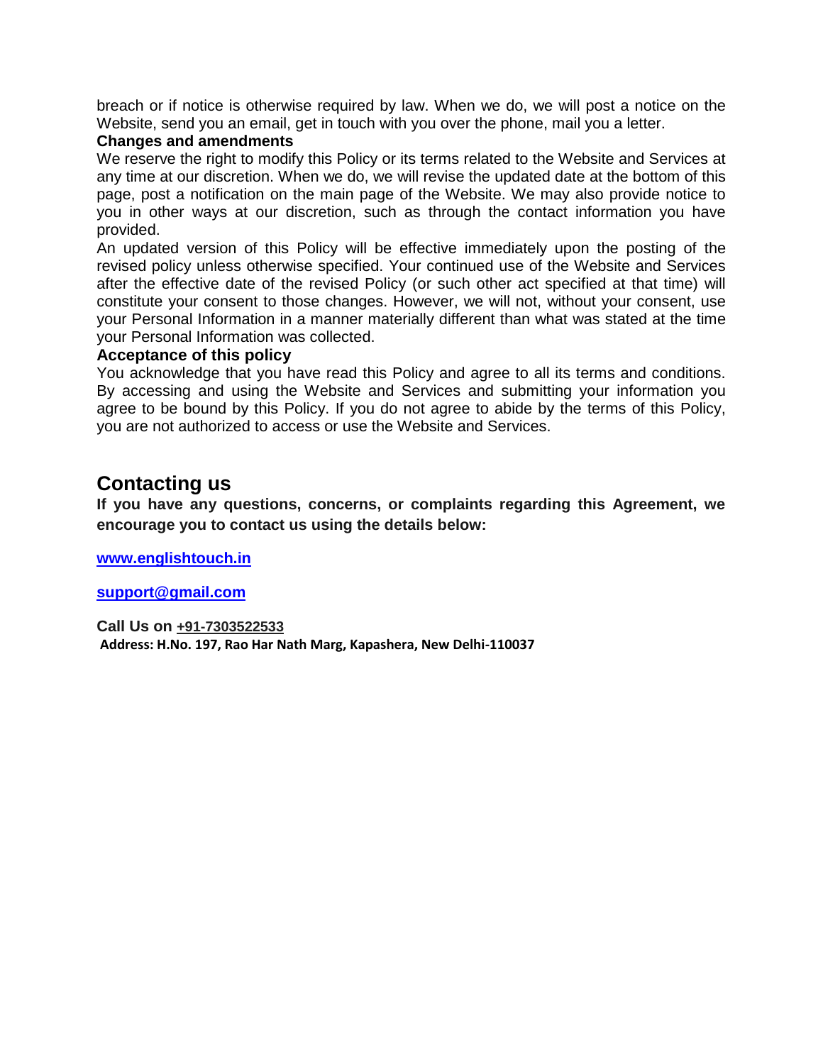breach or if notice is otherwise required by law. When we do, we will post a notice on the Website, send you an email, get in touch with you over the phone, mail you a letter.

**Changes and amendments**

We reserve the right to modify this Policy or its terms related to the Website and Services at any time at our discretion. When we do, we will revise the updated date at the bottom of this page, post a notification on the main page of the Website. We may also provide notice to you in other ways at our discretion, such as through the contact information you have provided.

An updated version of this Policy will be effective immediately upon the posting of the revised policy unless otherwise specified. Your continued use of the Website and Services after the effective date of the revised Policy (or such other act specified at that time) will constitute your consent to those changes. However, we will not, without your consent, use your Personal Information in a manner materially different than what was stated at the time your Personal Information was collected.

**Acceptance of this policy**

You acknowledge that you have read this Policy and agree to all its terms and conditions. By accessing and using the Website and Services and submitting your information you agree to be bound by this Policy. If you do not agree to abide by the terms of this Policy, you are not authorized to access or use the Website and Services.

## Contacting us

**If you have any questions, concerns, or complaints regarding this Agreement, we encourage you to contact us using the details below:**

**www.englishtouch.in**

**support@gmail.com**

**Call Us on +91-7303522533**

**Address: H.No. 197, Rao Har Nath Marg, Kapashera, New Delhi-110037**